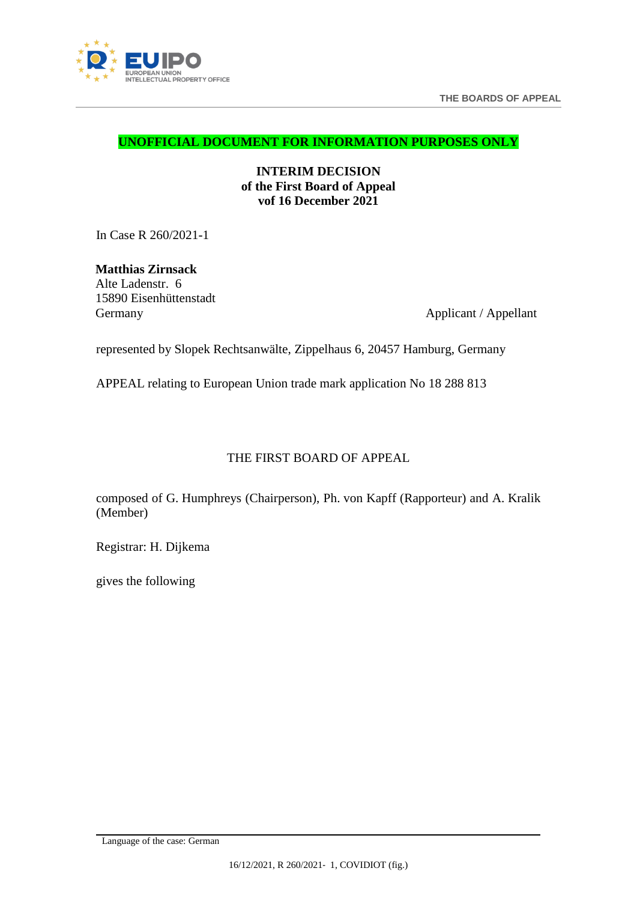**UNOFFICIAL DOCUMENT FOR INFORMATION PURPOSES ONLY**

**INTERIM DECISION**
**of the First Board of Appeal**
**vof 16 December 2021**

In Case R 260/2021-1

**Matthias Zirnsack**
Alte Ladenstr. 6
15890 Eisenhüttenstadt
Germany

Applicant / Appellant

represented by Slopek Rechtsanwälte, Zippelhaus 6, 20457 Hamburg, Germany

APPEAL relating to European Union trade mark application No 18 288 813

THE FIRST BOARD OF APPEAL

composed of G. Humphreys (Chairperson), Ph. von Kapff (Rapporteur) and A. Kralik (Member)

Registrar: H. Dijkema

gives the following

Language of the case: German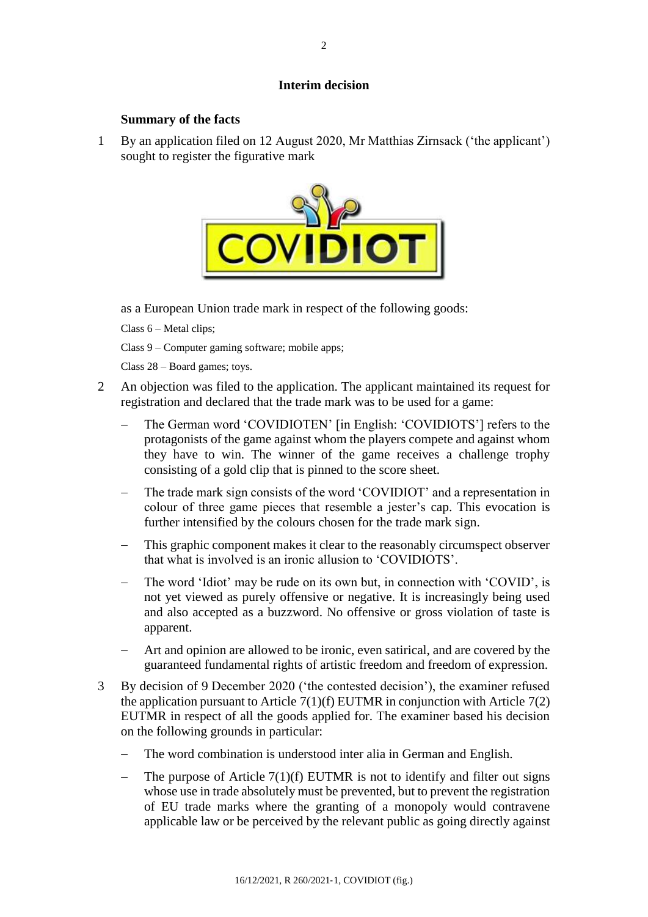## Interim decision

### Summary of the facts

1. By an application filed on 12 August 2020, Mr Matthias Zirnsack ('the applicant') sought to register the figurative mark

   as a European Union trade mark in respect of the following goods:

   Class 6 – Metal clips;

   Class 9 – Computer gaming software; mobile apps;

   Class 28 – Board games; toys.

2. An objection was filed to the application. The applicant maintained its request for registration and declared that the trade mark was to be used for a game:

   – The German word 'COVIDIOTEN' [in English: 'COVIDIOTS'] refers to the protagonists of the game against whom the players compete and against whom they have to win. The winner of the game receives a challenge trophy consisting of a gold clip that is pinned to the score sheet.

   – The trade mark sign consists of the word 'COVIDIOT' and a representation in colour of three game pieces that resemble a jester's cap. This evocation is further intensified by the colours chosen for the trade mark sign.

   – This graphic component makes it clear to the reasonably circumspect observer that what is involved is an ironic allusion to 'COVIDIOTS'.

   – The word 'Idiot' may be rude on its own but, in connection with 'COVID', is not yet viewed as purely offensive or negative. It is increasingly being used and also accepted as a buzzword. No offensive or gross violation of taste is apparent.

   – Art and opinion are allowed to be ironic, even satirical, and are covered by the guaranteed fundamental rights of artistic freedom and freedom of expression.

3. By decision of 9 December 2020 ('the contested decision'), the examiner refused the application pursuant to Article 7(1)(f) EUTMR in conjunction with Article 7(2) EUTMR in respect of all the goods applied for. The examiner based his decision on the following grounds in particular:

   – The word combination is understood inter alia in German and English.

   – The purpose of Article 7(1)(f) EUTMR is not to identify and filter out signs whose use in trade absolutely must be prevented, but to prevent the registration of EU trade marks where the granting of a monopoly would contravene applicable law or be perceived by the relevant public as going directly against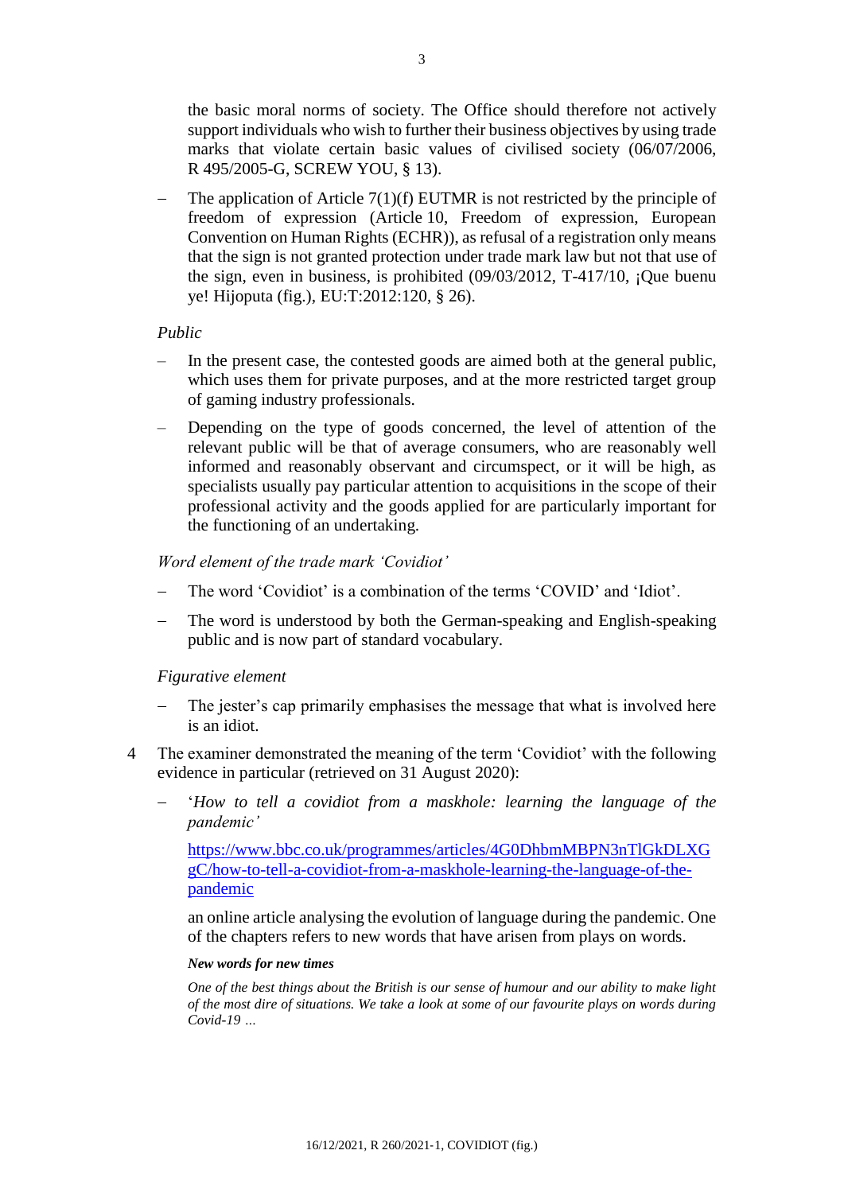the basic moral norms of society. The Office should therefore not actively support individuals who wish to further their business objectives by using trade marks that violate certain basic values of civilised society (06/07/2006, R 495/2005-G, SCREW YOU, § 13).

- The application of Article 7(1)(f) EUTMR is not restricted by the principle of freedom of expression (Article 10, Freedom of expression, European Convention on Human Rights (ECHR)), as refusal of a registration only means that the sign is not granted protection under trade mark law but not that use of the sign, even in business, is prohibited (09/03/2012, T-417/10, ¡Que buenu ye! Hijoputa (fig.), EU:T:2012:120, § 26).

*Public*

- In the present case, the contested goods are aimed both at the general public, which uses them for private purposes, and at the more restricted target group of gaming industry professionals.
- Depending on the type of goods concerned, the level of attention of the relevant public will be that of average consumers, who are reasonably well informed and reasonably observant and circumspect, or it will be high, as specialists usually pay particular attention to acquisitions in the scope of their professional activity and the goods applied for are particularly important for the functioning of an undertaking.

*Word element of the trade mark 'Covidiot'*

- The word 'Covidiot' is a combination of the terms 'COVID' and 'Idiot'.
- The word is understood by both the German-speaking and English-speaking public and is now part of standard vocabulary.

*Figurative element*

- The jester's cap primarily emphasises the message that what is involved here is an idiot.

4 The examiner demonstrated the meaning of the term 'Covidiot' with the following evidence in particular (retrieved on 31 August 2020):

- '*How to tell a covidiot from a maskhole: learning the language of the pandemic*'

  https://www.bbc.co.uk/programmes/articles/4G0DhbmMBPN3nTlGkDLXGgC/how-to-tell-a-covidiot-from-a-maskhole-learning-the-language-of-the-pandemic

  an online article analysing the evolution of language during the pandemic. One of the chapters refers to new words that have arisen from plays on words.

  ***New words for new times***

  *One of the best things about the British is our sense of humour and our ability to make light of the most dire of situations. We take a look at some of our favourite plays on words during Covid-19 …*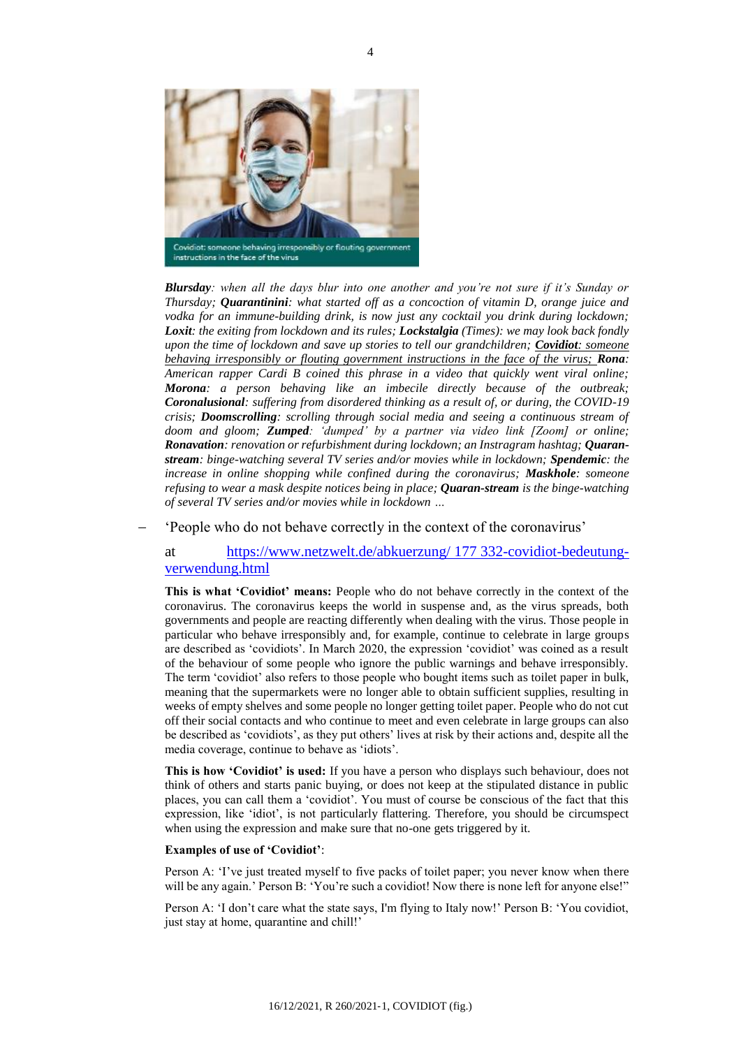Covidiot: someone behaving irresponsibly or flouting government instructions in the face of the virus

***Blursday**: when all the days blur into one another and you're not sure if it's Sunday or Thursday; **Quarantinini**: what started off as a concoction of vitamin D, orange juice and vodka for an immune-building drink, is now just any cocktail you drink during lockdown; **Loxit**: the exiting from lockdown and its rules; **Locksstalgia** (Times): we may look back fondly upon the time of lockdown and save up stories to tell our grandchildren; <u>**Covidiot**: someone behaving irresponsibly or flouting government instructions in the face of the virus;</u> **Rona**: American rapper Cardi B coined this phrase in a video that quickly went viral online; **Morona**: a person behaving like an imbecile directly because of the outbreak; **Coronalusional**: suffering from disordered thinking as a result of, or during, the COVID-19 crisis; **Doomscrolling**: scrolling through social media and seeing a continuous stream of doom and gloom; **Zumped**: 'dumped' by a partner via video link [Zoom] or online; **Ronavation**: renovation or refurbishment during lockdown; an Instagram hashtag; **Quaran-stream**: binge-watching several TV series and/or movies while in lockdown; **Spendemic**: the increase in online shopping while confined during the coronavirus; **Maskhole**: someone refusing to wear a mask despite notices being in place; **Quaran-stream** is the binge-watching of several TV series and/or movies while in lockdown …*

– 'People who do not behave correctly in the context of the coronavirus'

at https://www.netzwelt.de/abkuerzung/ 177 332-covidiot-bedeutung-verwendung.html

**This is what 'Covidiot' means:** People who do not behave correctly in the context of the coronavirus. The coronavirus keeps the world in suspense and, as the virus spreads, both governments and people are reacting differently when dealing with the virus. Those people in particular who behave irresponsibly and, for example, continue to celebrate in large groups are described as 'covidiots'. In March 2020, the expression 'covidiot' was coined as a result of the behaviour of some people who ignore the public warnings and behave irresponsibly. The term 'covidiot' also refers to those people who bought items such as toilet paper in bulk, meaning that the supermarkets were no longer able to obtain sufficient supplies, resulting in weeks of empty shelves and some people no longer getting toilet paper. People who do not cut off their social contacts and who continue to meet and even celebrate in large groups can also be described as 'covidiots', as they put others' lives at risk by their actions and, despite all the media coverage, continue to behave as 'idiots'.

**This is how 'Covidiot' is used:** If you have a person who displays such behaviour, does not think of others and starts panic buying, or does not keep at the stipulated distance in public places, you can call them a 'covidiot'. You must of course be conscious of the fact that this expression, like 'idiot', is not particularly flattering. Therefore, you should be circumspect when using the expression and make sure that no-one gets triggered by it.

**Examples of use of 'Covidiot'**:

Person A: 'I've just treated myself to five packs of toilet paper; you never know when there will be any again.' Person B: 'You're such a covidiot! Now there is none left for anyone else!"

Person A: 'I don't care what the state says, I'm flying to Italy now!' Person B: 'You covidiot, just stay at home, quarantine and chill!'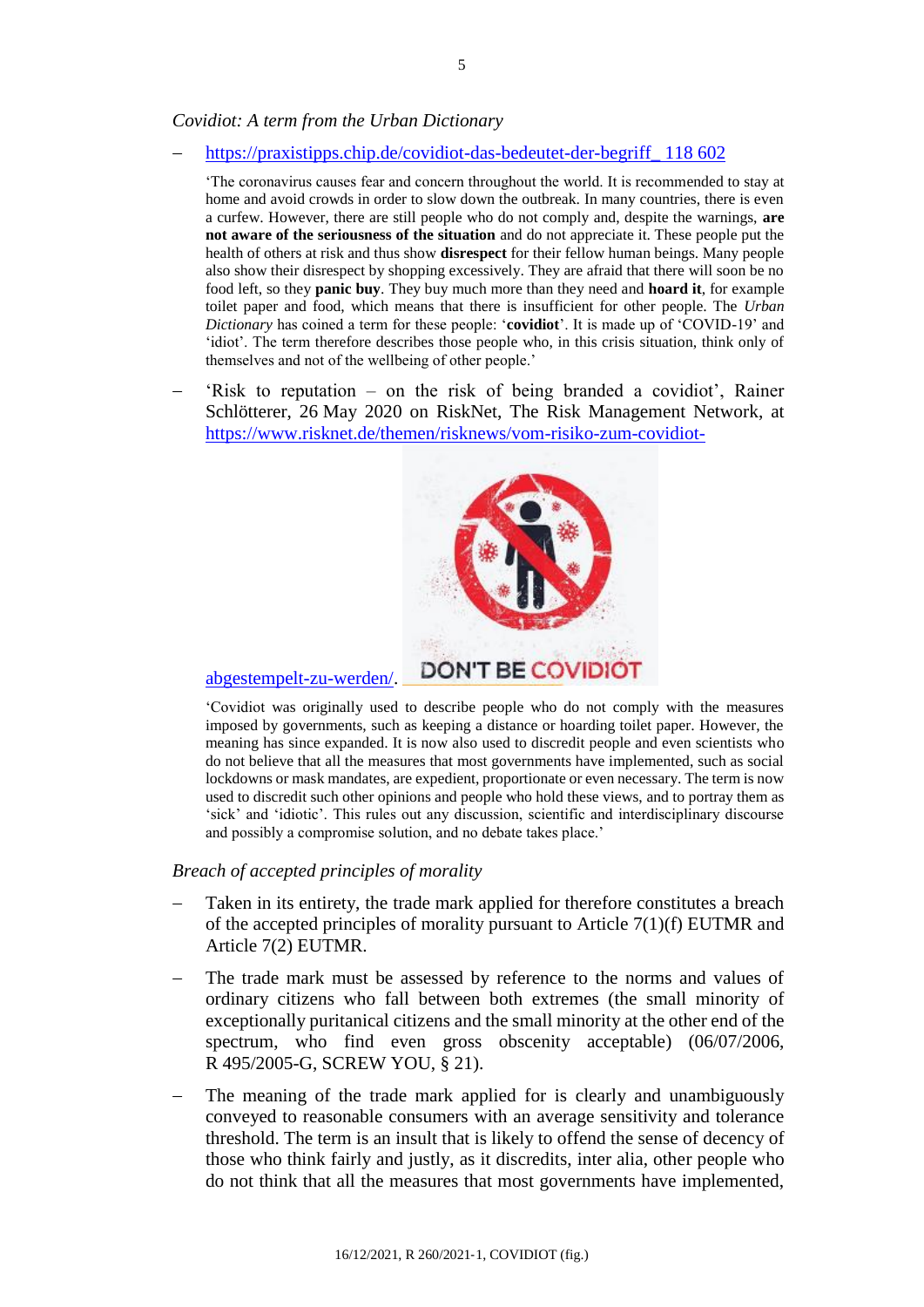*Covidiot: A term from the Urban Dictionary*

– https://praxistipps.chip.de/covidiot-das-bedeutet-der-begriff_ 118 602

  'The coronavirus causes fear and concern throughout the world. It is recommended to stay at home and avoid crowds in order to slow down the outbreak. In many countries, there is even a curfew. However, there are still people who do not comply and, despite the warnings, **are not aware of the seriousness of the situation** and do not appreciate it. These people put the health of others at risk and thus show **disrespect** for their fellow human beings. Many people also show their disrespect by shopping excessively. They are afraid that there will soon be no food left, so they **panic buy**. They buy much more than they need and **hoard it**, for example toilet paper and food, which means that there is insufficient for other people. The *Urban Dictionary* has coined a term for these people: '**covidiot**'. It is made up of 'COVID-19' and 'idiot'. The term therefore describes those people who, in this crisis situation, think only of themselves and not of the wellbeing of other people.'

– 'Risk to reputation – on the risk of being branded a covidiot', Rainer Schlötterer, 26 May 2020 on RiskNet, The Risk Management Network, at https://www.risknet.de/themen/risknews/vom-risiko-zum-covidiot-abgestempelt-zu-werden/.

  'Covidiot was originally used to describe people who do not comply with the measures imposed by governments, such as keeping a distance or hoarding toilet paper. However, the meaning has since expanded. It is now also used to discredit people and even scientists who do not believe that all the measures that most governments have implemented, such as social lockdowns or mask mandates, are expedient, proportionate or even necessary. The term is now used to discredit such other opinions and people who hold these views, and to portray them as 'sick' and 'idiotic'. This rules out any discussion, scientific and interdisciplinary discourse and possibly a compromise solution, and no debate takes place.'

*Breach of accepted principles of morality*

– Taken in its entirety, the trade mark applied for therefore constitutes a breach of the accepted principles of morality pursuant to Article 7(1)(f) EUTMR and Article 7(2) EUTMR.

– The trade mark must be assessed by reference to the norms and values of ordinary citizens who fall between both extremes (the small minority of exceptionally puritanical citizens and the small minority at the other end of the spectrum, who find even gross obscenity acceptable) (06/07/2006, R 495/2005-G, SCREW YOU, § 21).

– The meaning of the trade mark applied for is clearly and unambiguously conveyed to reasonable consumers with an average sensitivity and tolerance threshold. The term is an insult that is likely to offend the sense of decency of those who think fairly and justly, as it discredits, inter alia, other people who do not think that all the measures that most governments have implemented,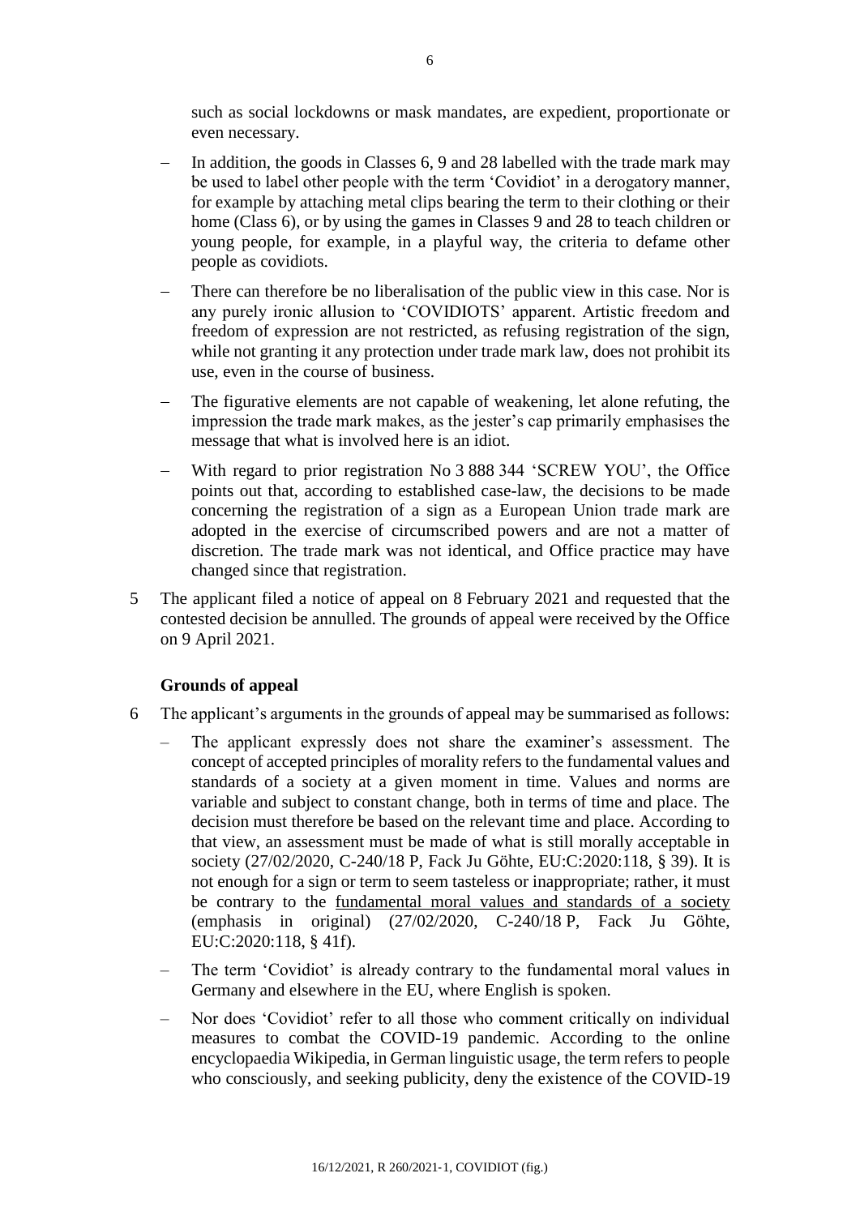such as social lockdowns or mask mandates, are expedient, proportionate or even necessary.

- In addition, the goods in Classes 6, 9 and 28 labelled with the trade mark may be used to label other people with the term 'Covidiot' in a derogatory manner, for example by attaching metal clips bearing the term to their clothing or their home (Class 6), or by using the games in Classes 9 and 28 to teach children or young people, for example, in a playful way, the criteria to defame other people as covidiots.
- There can therefore be no liberalisation of the public view in this case. Nor is any purely ironic allusion to 'COVIDIOTS' apparent. Artistic freedom and freedom of expression are not restricted, as refusing registration of the sign, while not granting it any protection under trade mark law, does not prohibit its use, even in the course of business.
- The figurative elements are not capable of weakening, let alone refuting, the impression the trade mark makes, as the jester's cap primarily emphasises the message that what is involved here is an idiot.
- With regard to prior registration No 3 888 344 'SCREW YOU', the Office points out that, according to established case-law, the decisions to be made concerning the registration of a sign as a European Union trade mark are adopted in the exercise of circumscribed powers and are not a matter of discretion. The trade mark was not identical, and Office practice may have changed since that registration.

5 The applicant filed a notice of appeal on 8 February 2021 and requested that the contested decision be annulled. The grounds of appeal were received by the Office on 9 April 2021.

## Grounds of appeal

6 The applicant's arguments in the grounds of appeal may be summarised as follows:

- The applicant expressly does not share the examiner's assessment. The concept of accepted principles of morality refers to the fundamental values and standards of a society at a given moment in time. Values and norms are variable and subject to constant change, both in terms of time and place. The decision must therefore be based on the relevant time and place. According to that view, an assessment must be made of what is still morally acceptable in society (27/02/2020, C-240/18 P, Fack Ju Göhte, EU:C:2020:118, § 39). It is not enough for a sign or term to seem tasteless or inappropriate; rather, it must be contrary to the <u>fundamental moral values and standards of a society</u> (emphasis in original) (27/02/2020, C-240/18 P, Fack Ju Göhte, EU:C:2020:118, § 41f).
- The term 'Covidiot' is already contrary to the fundamental moral values in Germany and elsewhere in the EU, where English is spoken.
- Nor does 'Covidiot' refer to all those who comment critically on individual measures to combat the COVID-19 pandemic. According to the online encyclopaedia Wikipedia, in German linguistic usage, the term refers to people who consciously, and seeking publicity, deny the existence of the COVID-19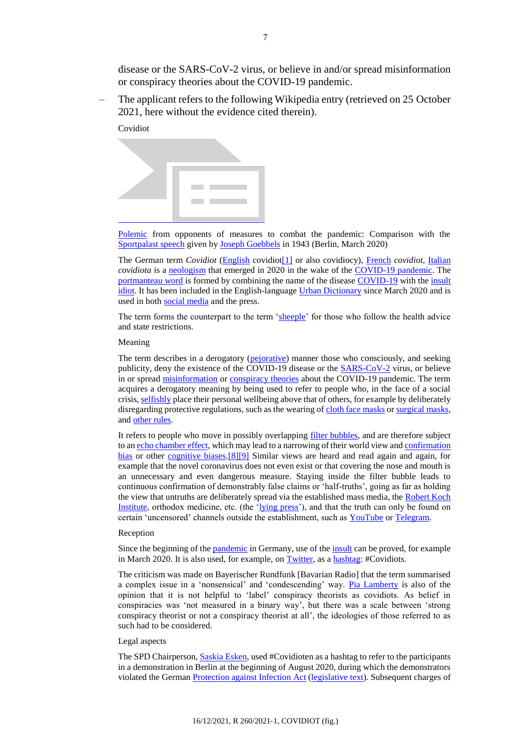disease or the SARS-CoV-2 virus, or believe in and/or spread misinformation or conspiracy theories about the COVID-19 pandemic.

– The applicant refers to the following Wikipedia entry (retrieved on 25 October 2021, here without the evidence cited therein).

Covidiot

Polemic from opponents of measures to combat the pandemic: Comparison with the Sportpalast speech given by Joseph Goebbels in 1943 (Berlin, March 2020)

The German term *Covidiot* (English covidiot[1] or also covidiocy), French *covidiot*, Italian *covidiota* is a neologism that emerged in 2020 in the wake of the COVID-19 pandemic. The portmanteau word is formed by combining the name of the disease COVID-19 with the insult idiot. It has been included in the English-language Urban Dictionary since March 2020 and is used in both social media and the press.

The term forms the counterpart to the term 'sheeple' for those who follow the health advice and state restrictions.

Meaning

The term describes in a derogatory (pejorative) manner those who consciously, and seeking publicity, deny the existence of the COVID-19 disease or the SARS-CoV-2 virus, or believe in or spread misinformation or conspiracy theories about the COVID-19 pandemic. The term acquires a derogatory meaning by being used to refer to people who, in the face of a social crisis, selfishly place their personal wellbeing above that of others, for example by deliberately disregarding protective regulations, such as the wearing of cloth face masks or surgical masks, and other rules.

It refers to people who move in possibly overlapping filter bubbles, and are therefore subject to an echo chamber effect, which may lead to a narrowing of their world view and confirmation bias or other cognitive biases.[8][9] Similar views are heard and read again and again, for example that the novel coronavirus does not even exist or that covering the nose and mouth is an unnecessary and even dangerous measure. Staying inside the filter bubble leads to continuous confirmation of demonstrably false claims or 'half-truths', going as far as holding the view that untruths are deliberately spread via the established mass media, the Robert Koch Institute, orthodox medicine, etc. (the 'lying press'), and that the truth can only be found on certain 'uncensored' channels outside the establishment, such as YouTube or Telegram.

Reception

Since the beginning of the pandemic in Germany, use of the insult can be proved, for example in March 2020. It is also used, for example, on Twitter, as a hashtag: #Covidiots.

The criticism was made on Bayerischer Rundfunk [Bavarian Radio] that the term summarised a complex issue in a 'nonsensical' and 'condescending' way. Pia Lamberty is also of the opinion that it is not helpful to 'label' conspiracy theorists as covidiots. As belief in conspiracies was 'not measured in a binary way', but there was a scale between 'strong conspiracy theorist or not a conspiracy theorist at all', the ideologies of those referred to as such had to be considered.

Legal aspects

The SPD Chairperson, Saskia Esken, used #Covidioten as a hashtag to refer to the participants in a demonstration in Berlin at the beginning of August 2020, during which the demonstrators violated the German Protection against Infection Act (legislative text). Subsequent charges of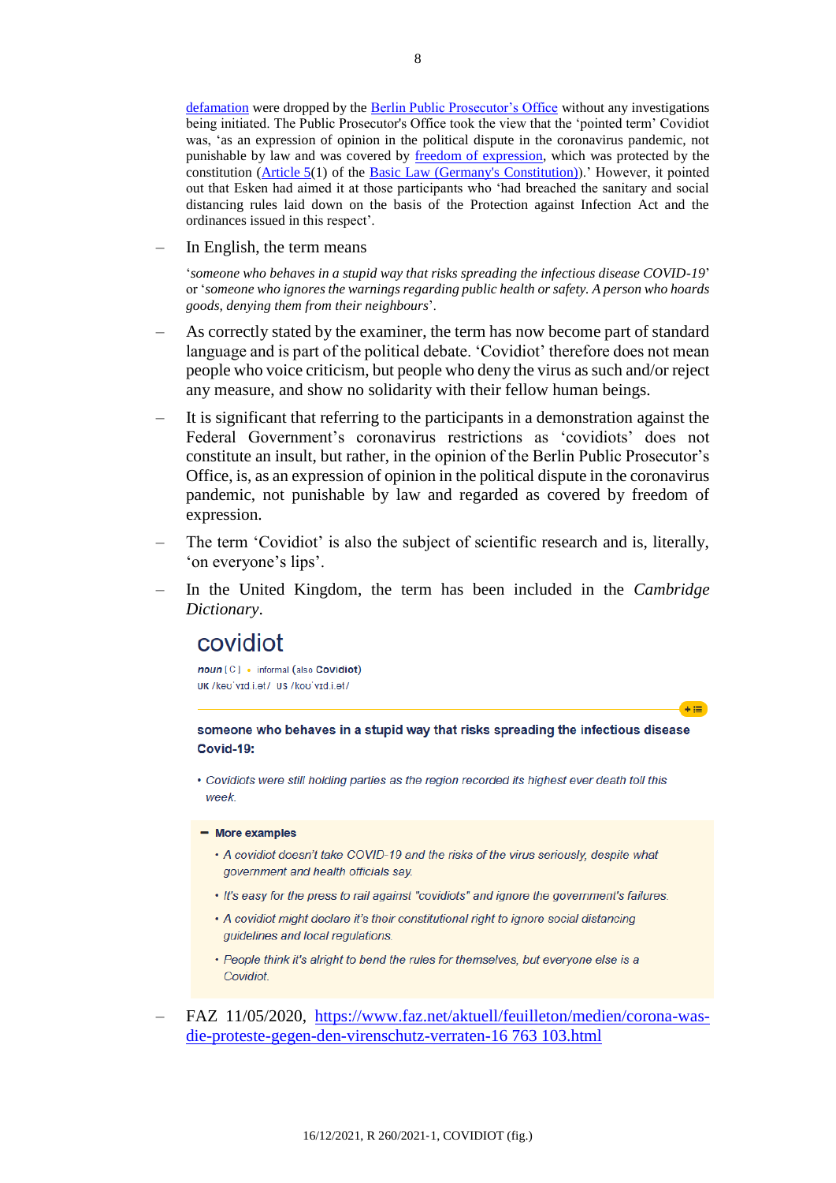[defamation](#) were dropped by the [Berlin Public Prosecutor's Office](#) without any investigations being initiated. The Public Prosecutor's Office took the view that the 'pointed term' Covidiot was, 'as an expression of opinion in the political dispute in the coronavirus pandemic, not punishable by law and was covered by [freedom of expression](#), which was protected by the constitution ([Article 5](#)(1) of the [Basic Law (Germany's Constitution)](#)).' However, it pointed out that Esken had aimed it at those participants who 'had breached the sanitary and social distancing rules laid down on the basis of the Protection against Infection Act and the ordinances issued in this respect'.

– In English, the term means

  '*someone who behaves in a stupid way that risks spreading the infectious disease COVID-19*' or '*someone who ignores the warnings regarding public health or safety. A person who hoards goods, denying them from their neighbours*'.

– As correctly stated by the examiner, the term has now become part of standard language and is part of the political debate. 'Covidiot' therefore does not mean people who voice criticism, but people who deny the virus as such and/or reject any measure, and show no solidarity with their fellow human beings.

– It is significant that referring to the participants in a demonstration against the Federal Government's coronavirus restrictions as 'covidiots' does not constitute an insult, but rather, in the opinion of the Berlin Public Prosecutor's Office, is, as an expression of opinion in the political dispute in the coronavirus pandemic, not punishable by law and regarded as covered by freedom of expression.

– The term 'Covidiot' is also the subject of scientific research and is, literally, 'on everyone's lips'.

– In the United Kingdom, the term has been included in the *Cambridge Dictionary*.

  ## covidiot

  *noun* [ C ] • informal (also **Covidiot**)
  UK /kəʊˈvɪd.i.ət/ US /koʊˈvɪd.i.ət/

  **someone who behaves in a stupid way that risks spreading the infectious disease Covid-19:**

  • *Covidiots were still holding parties as the region recorded its highest ever death toll this week.*

  **– More examples**
  • *A covidiot doesn't take COVID-19 and the risks of the virus seriously, despite what government and health officials say.*
  • *It's easy for the press to rail against "covidiots" and ignore the government's failures.*
  • *A covidiot might declare it's their constitutional right to ignore social distancing guidelines and local regulations.*
  • *People think it's alright to bend the rules for themselves, but everyone else is a Covidiot.*

– FAZ 11/05/2020, [https://www.faz.net/aktuell/feuilleton/medien/corona-was-die-proteste-gegen-den-virenschutz-verraten-16 763 103.html](https://www.faz.net/aktuell/feuilleton/medien/corona-was-die-proteste-gegen-den-virenschutz-verraten-16763103.html)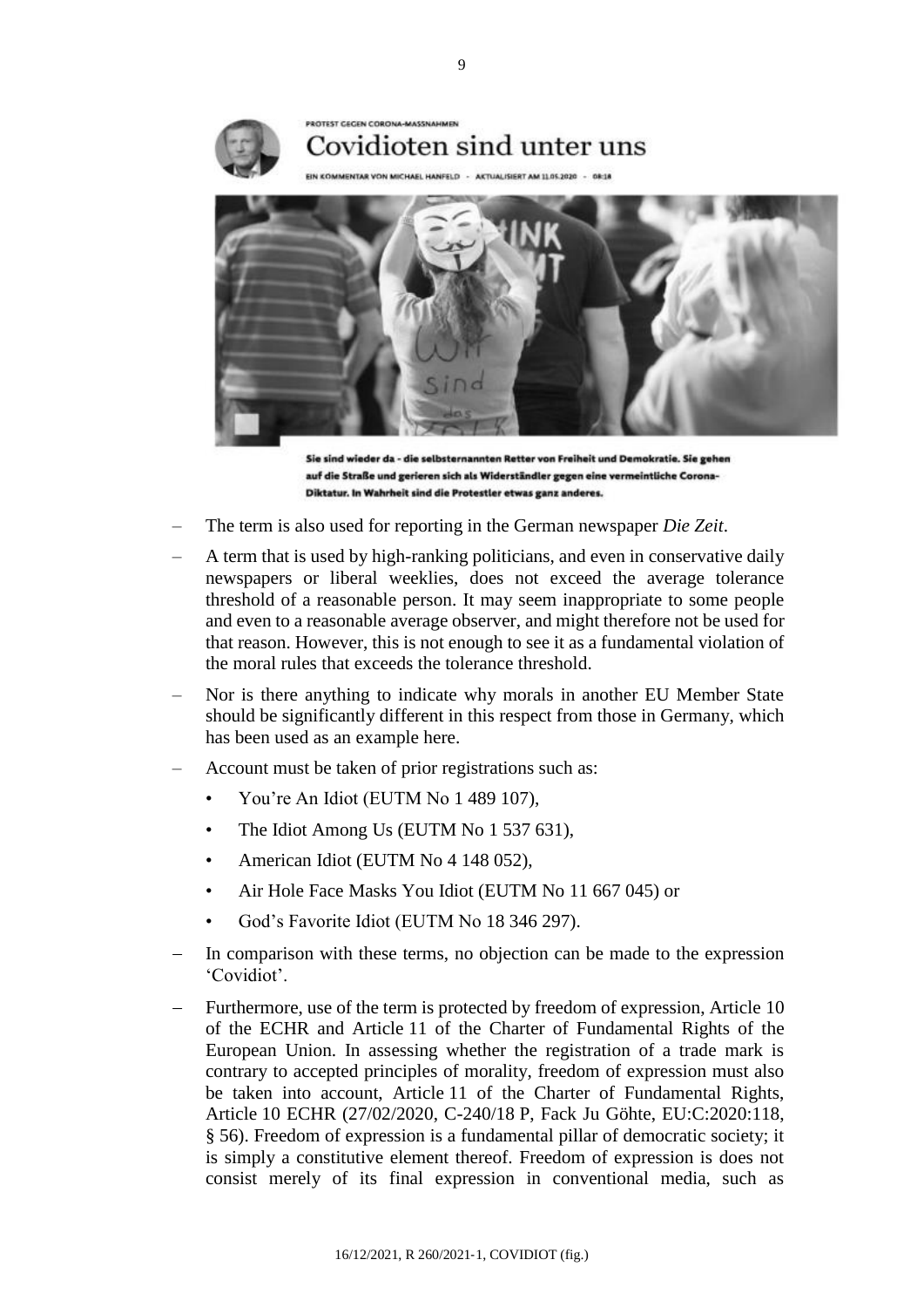PROTEST GEGEN CORONA-MASSNAHMEN

Covidioten sind unter uns

EIN KOMMENTAR VON MICHAEL HANFELD - AKTUALISIERT AM 11.05.2020 - 08:18

Sie sind wieder da - die selbsternannten Retter von Freiheit und Demokratie. Sie gehen auf die Straße und gerieren sich als Widerständler gegen eine vermeintliche Corona-Diktatur. In Wahrheit sind die Protestler etwas ganz anderes.

- The term is also used for reporting in the German newspaper *Die Zeit*.
- A term that is used by high-ranking politicians, and even in conservative daily newspapers or liberal weeklies, does not exceed the average tolerance threshold of a reasonable person. It may seem inappropriate to some people and even to a reasonable average observer, and might therefore not be used for that reason. However, this is not enough to see it as a fundamental violation of the moral rules that exceeds the tolerance threshold.
- Nor is there anything to indicate why morals in another EU Member State should be significantly different in this respect from those in Germany, which has been used as an example here.
- Account must be taken of prior registrations such as:
  - You're An Idiot (EUTM No 1 489 107),
  - The Idiot Among Us (EUTM No 1 537 631),
  - American Idiot (EUTM No 4 148 052),
  - Air Hole Face Masks You Idiot (EUTM No 11 667 045) or
  - God's Favorite Idiot (EUTM No 18 346 297).
- In comparison with these terms, no objection can be made to the expression 'Covidiot'.
- Furthermore, use of the term is protected by freedom of expression, Article 10 of the ECHR and Article 11 of the Charter of Fundamental Rights of the European Union. In assessing whether the registration of a trade mark is contrary to accepted principles of morality, freedom of expression must also be taken into account, Article 11 of the Charter of Fundamental Rights, Article 10 ECHR (27/02/2020, C-240/18 P, Fack Ju Göhte, EU:C:2020:118, § 56). Freedom of expression is a fundamental pillar of democratic society; it is simply a constitutive element thereof. Freedom of expression is does not consist merely of its final expression in conventional media, such as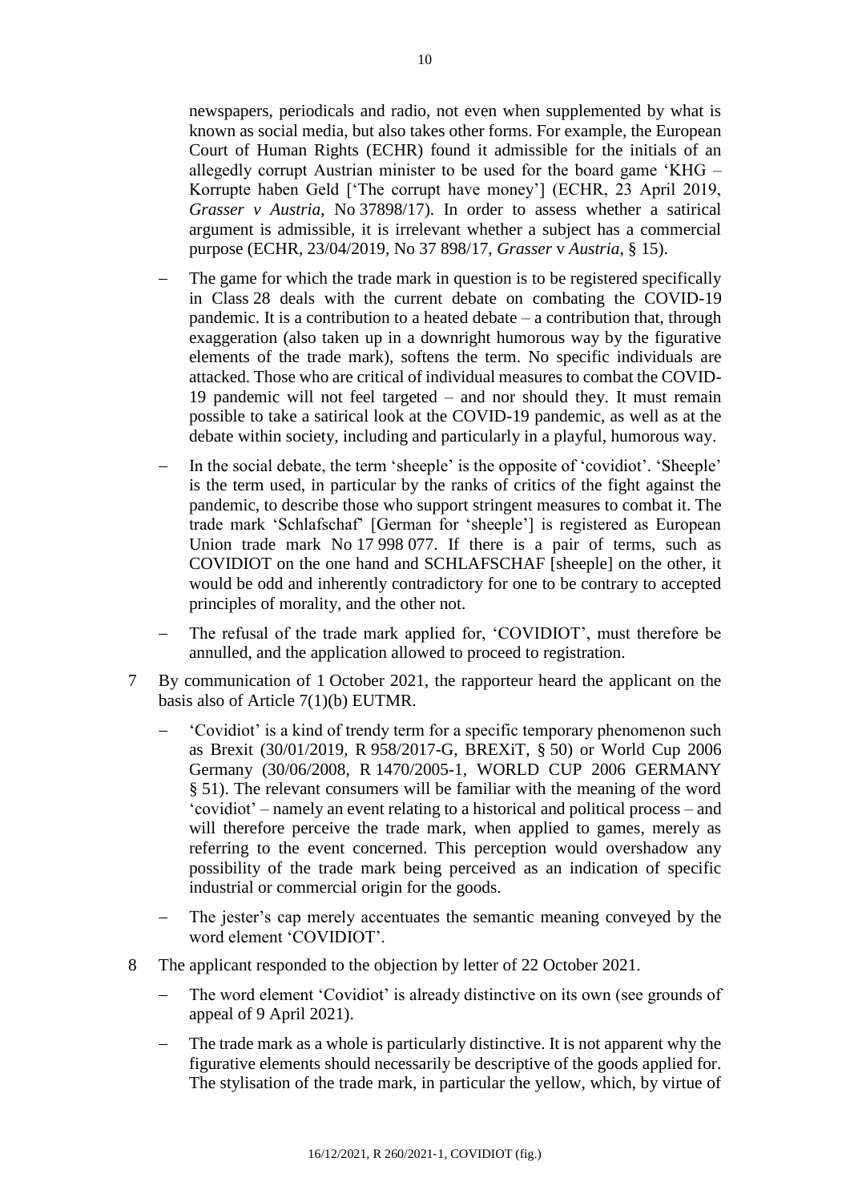newspapers, periodicals and radio, not even when supplemented by what is known as social media, but also takes other forms. For example, the European Court of Human Rights (ECHR) found it admissible for the initials of an allegedly corrupt Austrian minister to be used for the board game 'KHG – Korrupte haben Geld ['The corrupt have money'] (ECHR, 23 April 2019, *Grasser v Austria*, No 37898/17). In order to assess whether a satirical argument is admissible, it is irrelevant whether a subject has a commercial purpose (ECHR, 23/04/2019, No 37 898/17, *Grasser* v *Austria*, § 15).

- The game for which the trade mark in question is to be registered specifically in Class 28 deals with the current debate on combating the COVID-19 pandemic. It is a contribution to a heated debate – a contribution that, through exaggeration (also taken up in a downright humorous way by the figurative elements of the trade mark), softens the term. No specific individuals are attacked. Those who are critical of individual measures to combat the COVID-19 pandemic will not feel targeted – and nor should they. It must remain possible to take a satirical look at the COVID-19 pandemic, as well as at the debate within society, including and particularly in a playful, humorous way.
- In the social debate, the term 'sheeple' is the opposite of 'covidiot'. 'Sheeple' is the term used, in particular by the ranks of critics of the fight against the pandemic, to describe those who support stringent measures to combat it. The trade mark 'Schlafschaf' [German for 'sheeple'] is registered as European Union trade mark No 17 998 077. If there is a pair of terms, such as COVIDIOT on the one hand and SCHLAFSCHAF [sheeple] on the other, it would be odd and inherently contradictory for one to be contrary to accepted principles of morality, and the other not.
- The refusal of the trade mark applied for, 'COVIDIOT', must therefore be annulled, and the application allowed to proceed to registration.

7 By communication of 1 October 2021, the rapporteur heard the applicant on the basis also of Article 7(1)(b) EUTMR.

- 'Covidiot' is a kind of trendy term for a specific temporary phenomenon such as Brexit (30/01/2019, R 958/2017-G, BREXiT, § 50) or World Cup 2006 Germany (30/06/2008, R 1470/2005-1, WORLD CUP 2006 GERMANY § 51). The relevant consumers will be familiar with the meaning of the word 'covidiot' – namely an event relating to a historical and political process – and will therefore perceive the trade mark, when applied to games, merely as referring to the event concerned. This perception would overshadow any possibility of the trade mark being perceived as an indication of specific industrial or commercial origin for the goods.
- The jester's cap merely accentuates the semantic meaning conveyed by the word element 'COVIDIOT'.

8 The applicant responded to the objection by letter of 22 October 2021.

- The word element 'Covidiot' is already distinctive on its own (see grounds of appeal of 9 April 2021).
- The trade mark as a whole is particularly distinctive. It is not apparent why the figurative elements should necessarily be descriptive of the goods applied for. The stylisation of the trade mark, in particular the yellow, which, by virtue of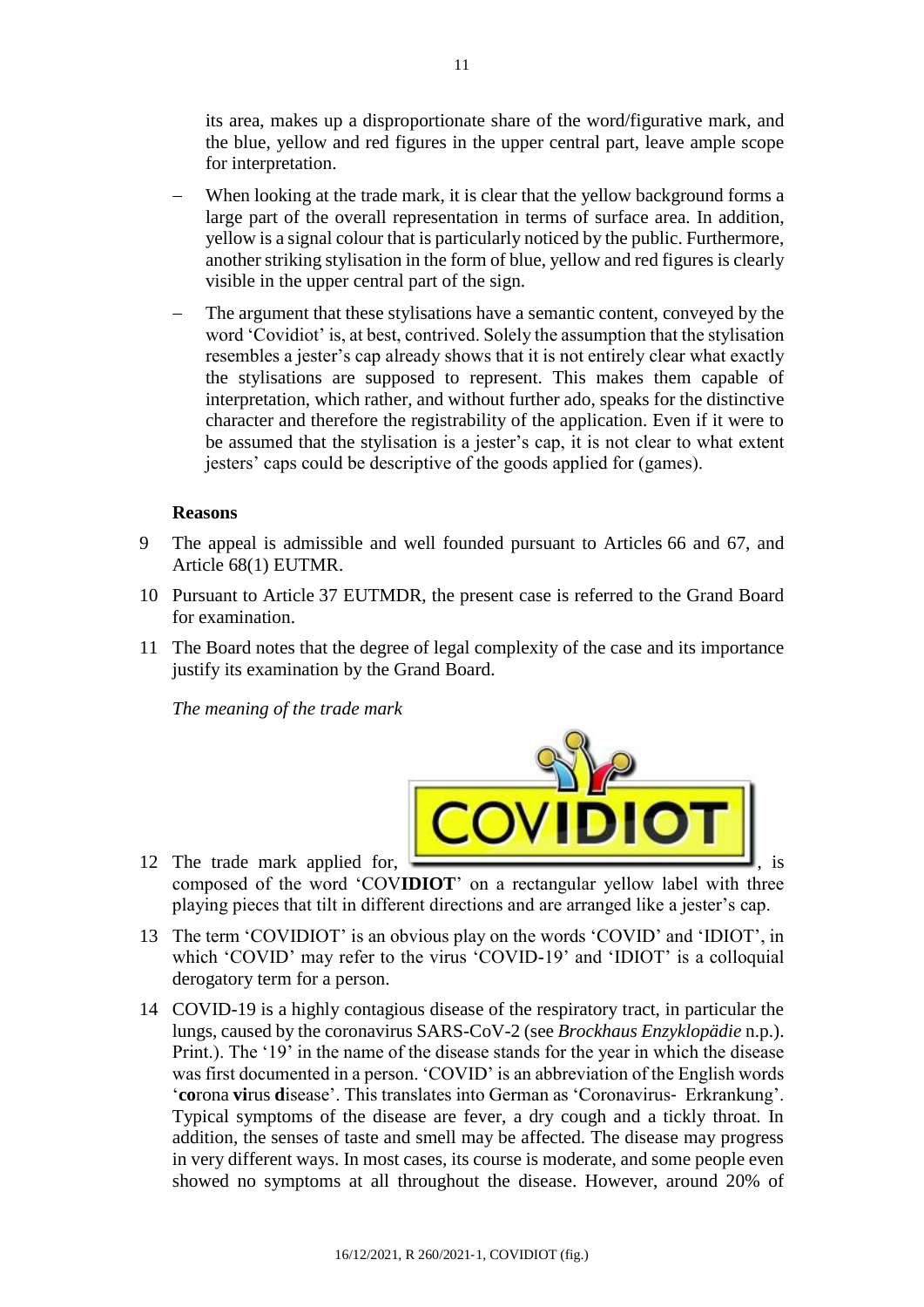its area, makes up a disproportionate share of the word/figurative mark, and the blue, yellow and red figures in the upper central part, leave ample scope for interpretation.

- When looking at the trade mark, it is clear that the yellow background forms a large part of the overall representation in terms of surface area. In addition, yellow is a signal colour that is particularly noticed by the public. Furthermore, another striking stylisation in the form of blue, yellow and red figures is clearly visible in the upper central part of the sign.
- The argument that these stylisations have a semantic content, conveyed by the word 'Covidiot' is, at best, contrived. Solely the assumption that the stylisation resembles a jester's cap already shows that it is not entirely clear what exactly the stylisations are supposed to represent. This makes them capable of interpretation, which rather, and without further ado, speaks for the distinctive character and therefore the registrability of the application. Even if it were to be assumed that the stylisation is a jester's cap, it is not clear to what extent jesters' caps could be descriptive of the goods applied for (games).

**Reasons**

9 The appeal is admissible and well founded pursuant to Articles 66 and 67, and Article 68(1) EUTMR.

10 Pursuant to Article 37 EUTMDR, the present case is referred to the Grand Board for examination.

11 The Board notes that the degree of legal complexity of the case and its importance justify its examination by the Grand Board.

*The meaning of the trade mark*

12 The trade mark applied for, [COVIDIOT], is composed of the word 'COV**IDIOT**' on a rectangular yellow label with three playing pieces that tilt in different directions and are arranged like a jester's cap.

13 The term 'COVIDIOT' is an obvious play on the words 'COVID' and 'IDIOT', in which 'COVID' may refer to the virus 'COVID-19' and 'IDIOT' is a colloquial derogatory term for a person.

14 COVID-19 is a highly contagious disease of the respiratory tract, in particular the lungs, caused by the coronavirus SARS-CoV-2 (see *Brockhaus Enzyklopädie* n.p.). Print.). The '19' in the name of the disease stands for the year in which the disease was first documented in a person. 'COVID' is an abbreviation of the English words '**co**rona **vi**rus **d**isease'. This translates into German as 'Coronavirus- Erkrankung'. Typical symptoms of the disease are fever, a dry cough and a tickly throat. In addition, the senses of taste and smell may be affected. The disease may progress in very different ways. In most cases, its course is moderate, and some people even showed no symptoms at all throughout the disease. However, around 20% of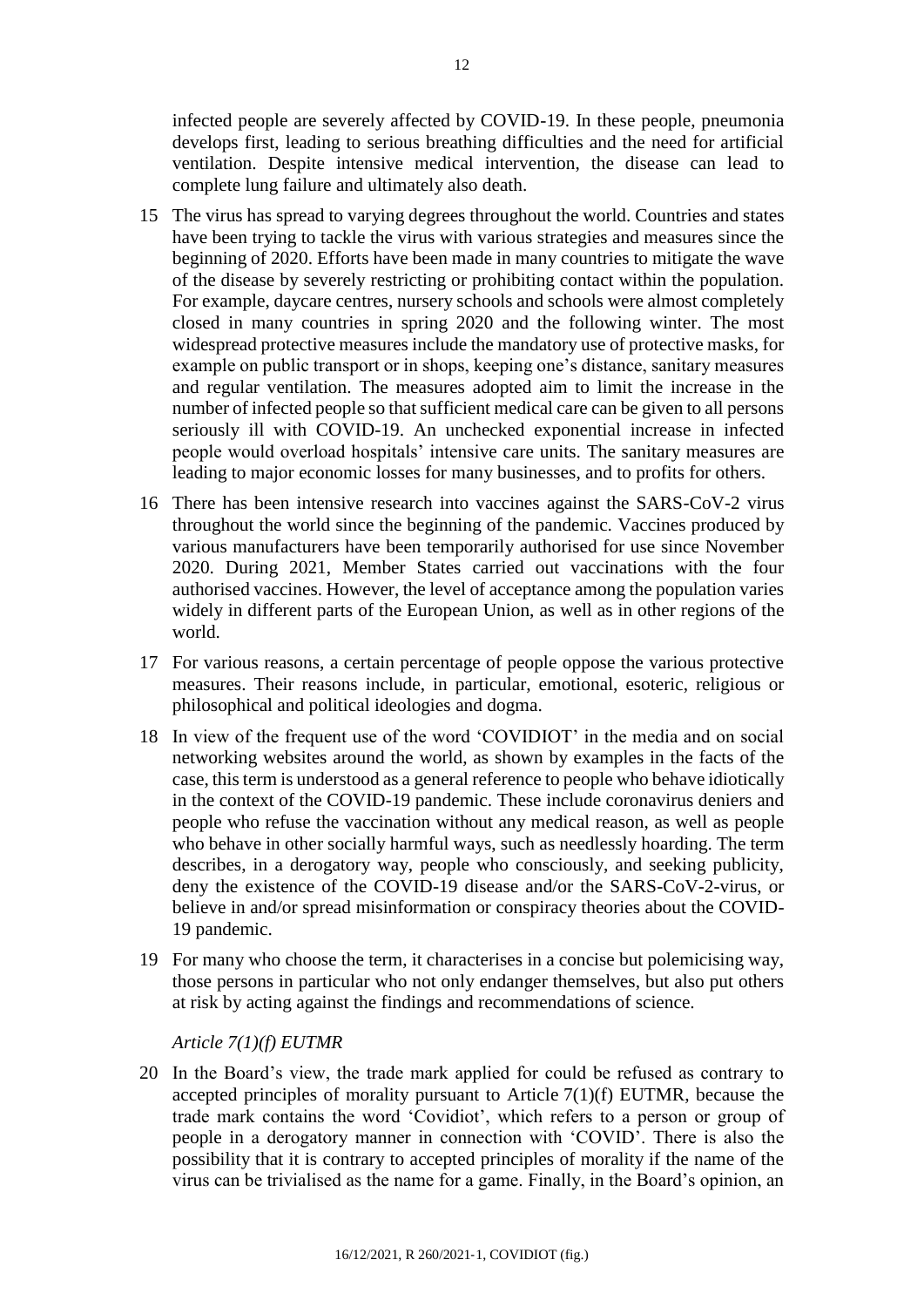infected people are severely affected by COVID-19. In these people, pneumonia develops first, leading to serious breathing difficulties and the need for artificial ventilation. Despite intensive medical intervention, the disease can lead to complete lung failure and ultimately also death.

15 The virus has spread to varying degrees throughout the world. Countries and states have been trying to tackle the virus with various strategies and measures since the beginning of 2020. Efforts have been made in many countries to mitigate the wave of the disease by severely restricting or prohibiting contact within the population. For example, daycare centres, nursery schools and schools were almost completely closed in many countries in spring 2020 and the following winter. The most widespread protective measures include the mandatory use of protective masks, for example on public transport or in shops, keeping one's distance, sanitary measures and regular ventilation. The measures adopted aim to limit the increase in the number of infected people so that sufficient medical care can be given to all persons seriously ill with COVID-19. An unchecked exponential increase in infected people would overload hospitals' intensive care units. The sanitary measures are leading to major economic losses for many businesses, and to profits for others.

16 There has been intensive research into vaccines against the SARS-CoV-2 virus throughout the world since the beginning of the pandemic. Vaccines produced by various manufacturers have been temporarily authorised for use since November 2020. During 2021, Member States carried out vaccinations with the four authorised vaccines. However, the level of acceptance among the population varies widely in different parts of the European Union, as well as in other regions of the world.

17 For various reasons, a certain percentage of people oppose the various protective measures. Their reasons include, in particular, emotional, esoteric, religious or philosophical and political ideologies and dogma.

18 In view of the frequent use of the word 'COVIDIOT' in the media and on social networking websites around the world, as shown by examples in the facts of the case, this term is understood as a general reference to people who behave idiotically in the context of the COVID-19 pandemic. These include coronavirus deniers and people who refuse the vaccination without any medical reason, as well as people who behave in other socially harmful ways, such as needlessly hoarding. The term describes, in a derogatory way, people who consciously, and seeking publicity, deny the existence of the COVID-19 disease and/or the SARS-CoV-2-virus, or believe in and/or spread misinformation or conspiracy theories about the COVID-19 pandemic.

19 For many who choose the term, it characterises in a concise but polemicising way, those persons in particular who not only endanger themselves, but also put others at risk by acting against the findings and recommendations of science.

*Article 7(1)(f) EUTMR*

20 In the Board's view, the trade mark applied for could be refused as contrary to accepted principles of morality pursuant to Article 7(1)(f) EUTMR, because the trade mark contains the word 'Covidiot', which refers to a person or group of people in a derogatory manner in connection with 'COVID'. There is also the possibility that it is contrary to accepted principles of morality if the name of the virus can be trivialised as the name for a game. Finally, in the Board's opinion, an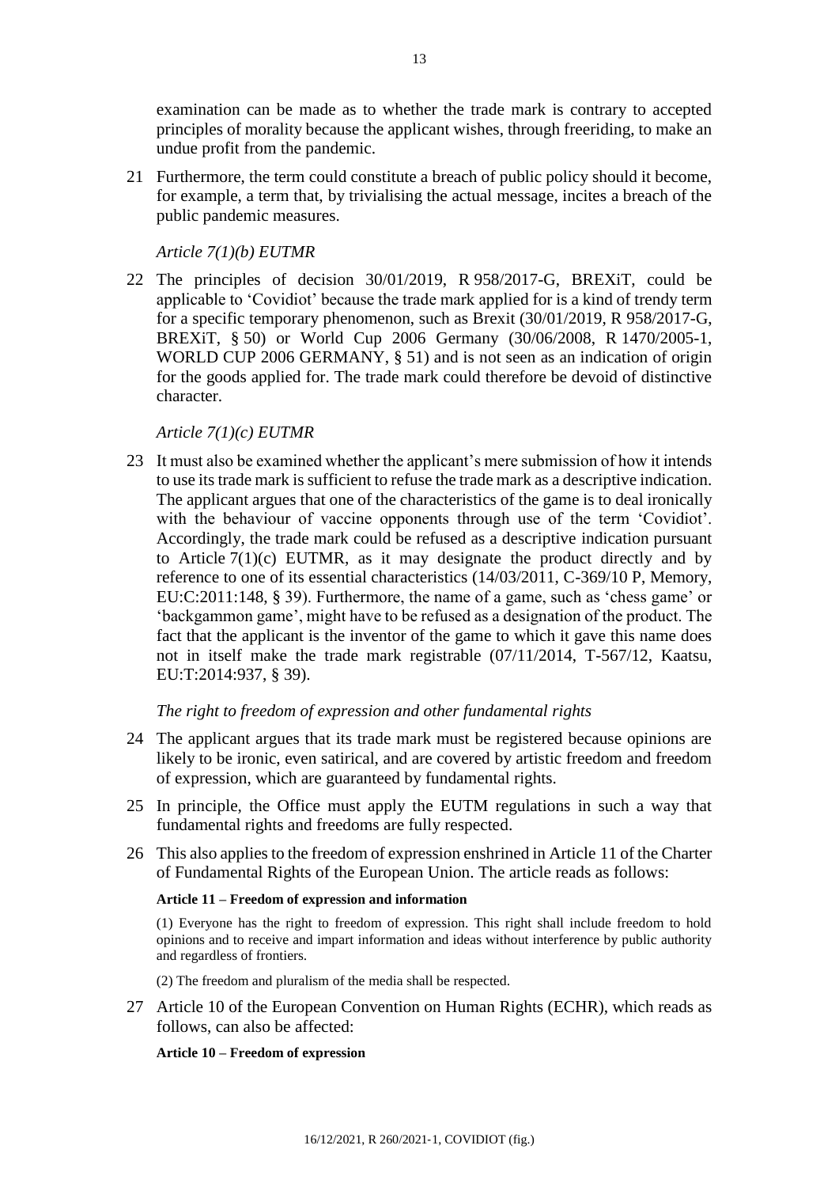examination can be made as to whether the trade mark is contrary to accepted principles of morality because the applicant wishes, through freeriding, to make an undue profit from the pandemic.

21 Furthermore, the term could constitute a breach of public policy should it become, for example, a term that, by trivialising the actual message, incites a breach of the public pandemic measures.

*Article 7(1)(b) EUTMR*

22 The principles of decision 30/01/2019, R 958/2017-G, BREXiT, could be applicable to 'Covidiot' because the trade mark applied for is a kind of trendy term for a specific temporary phenomenon, such as Brexit (30/01/2019, R 958/2017-G, BREXiT, § 50) or World Cup 2006 Germany (30/06/2008, R 1470/2005-1, WORLD CUP 2006 GERMANY, § 51) and is not seen as an indication of origin for the goods applied for. The trade mark could therefore be devoid of distinctive character.

*Article 7(1)(c) EUTMR*

23 It must also be examined whether the applicant's mere submission of how it intends to use its trade mark is sufficient to refuse the trade mark as a descriptive indication. The applicant argues that one of the characteristics of the game is to deal ironically with the behaviour of vaccine opponents through use of the term 'Covidiot'. Accordingly, the trade mark could be refused as a descriptive indication pursuant to Article 7(1)(c) EUTMR, as it may designate the product directly and by reference to one of its essential characteristics (14/03/2011, C-369/10 P, Memory, EU:C:2011:148, § 39). Furthermore, the name of a game, such as 'chess game' or 'backgammon game', might have to be refused as a designation of the product. The fact that the applicant is the inventor of the game to which it gave this name does not in itself make the trade mark registrable (07/11/2014, T-567/12, Kaatsu, EU:T:2014:937, § 39).

*The right to freedom of expression and other fundamental rights*

24 The applicant argues that its trade mark must be registered because opinions are likely to be ironic, even satirical, and are covered by artistic freedom and freedom of expression, which are guaranteed by fundamental rights.

25 In principle, the Office must apply the EUTM regulations in such a way that fundamental rights and freedoms are fully respected.

26 This also applies to the freedom of expression enshrined in Article 11 of the Charter of Fundamental Rights of the European Union. The article reads as follows:

**Article 11 – Freedom of expression and information**

(1) Everyone has the right to freedom of expression. This right shall include freedom to hold opinions and to receive and impart information and ideas without interference by public authority and regardless of frontiers.

(2) The freedom and pluralism of the media shall be respected.

27 Article 10 of the European Convention on Human Rights (ECHR), which reads as follows, can also be affected:

**Article 10 – Freedom of expression**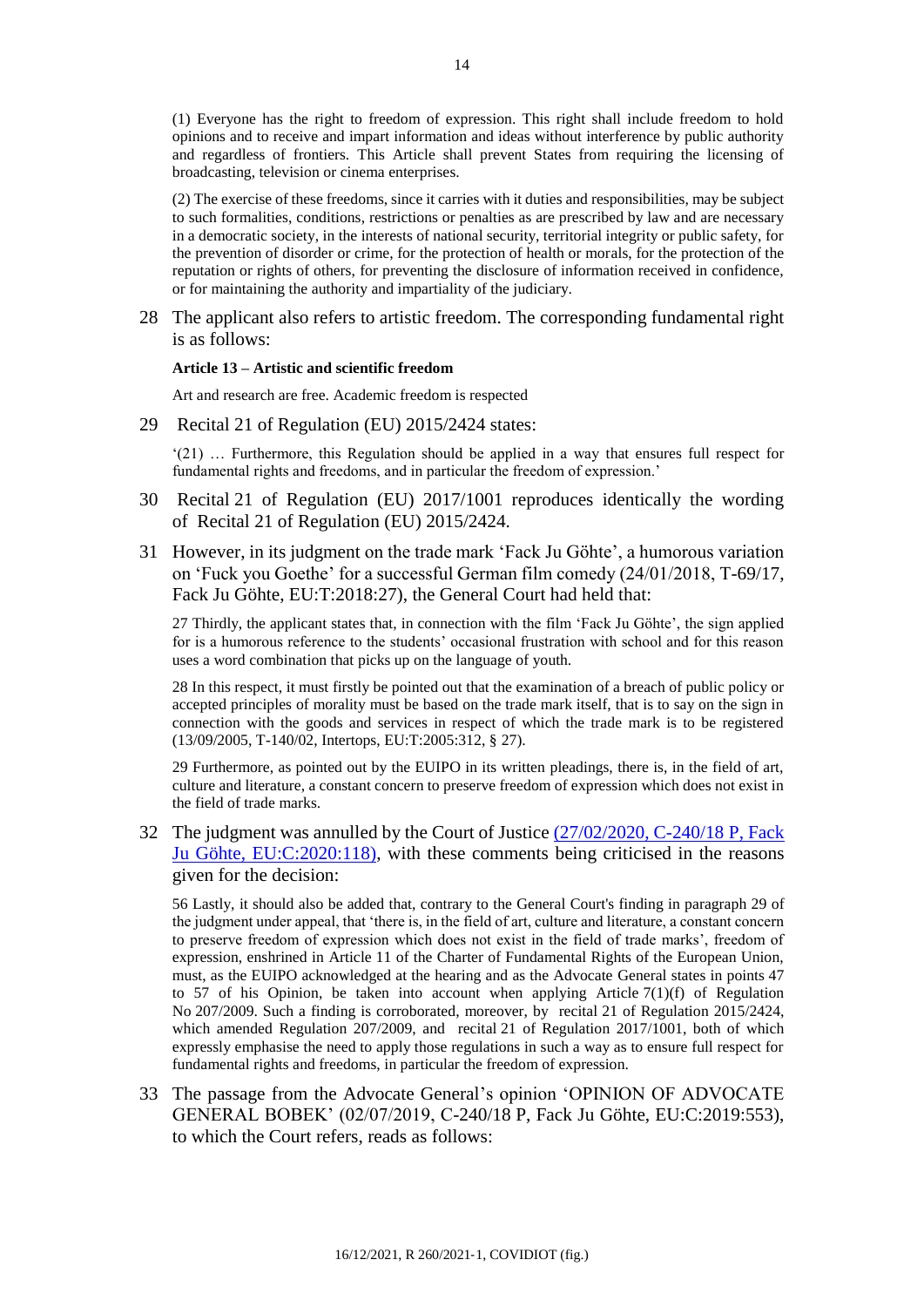(1) Everyone has the right to freedom of expression. This right shall include freedom to hold opinions and to receive and impart information and ideas without interference by public authority and regardless of frontiers. This Article shall prevent States from requiring the licensing of broadcasting, television or cinema enterprises.

(2) The exercise of these freedoms, since it carries with it duties and responsibilities, may be subject to such formalities, conditions, restrictions or penalties as are prescribed by law and are necessary in a democratic society, in the interests of national security, territorial integrity or public safety, for the prevention of disorder or crime, for the protection of health or morals, for the protection of the reputation or rights of others, for preventing the disclosure of information received in confidence, or for maintaining the authority and impartiality of the judiciary.

28 The applicant also refers to artistic freedom. The corresponding fundamental right is as follows:

**Article 13 – Artistic and scientific freedom**

Art and research are free. Academic freedom is respected

29 Recital 21 of Regulation (EU) 2015/2424 states:

'(21) … Furthermore, this Regulation should be applied in a way that ensures full respect for fundamental rights and freedoms, and in particular the freedom of expression.'

30 Recital 21 of Regulation (EU) 2017/1001 reproduces identically the wording of Recital 21 of Regulation (EU) 2015/2424.

31 However, in its judgment on the trade mark 'Fack Ju Göhte', a humorous variation on 'Fuck you Goethe' for a successful German film comedy (24/01/2018, T-69/17, Fack Ju Göhte, EU:T:2018:27), the General Court had held that:

27 Thirdly, the applicant states that, in connection with the film 'Fack Ju Göhte', the sign applied for is a humorous reference to the students' occasional frustration with school and for this reason uses a word combination that picks up on the language of youth.

28 In this respect, it must firstly be pointed out that the examination of a breach of public policy or accepted principles of morality must be based on the trade mark itself, that is to say on the sign in connection with the goods and services in respect of which the trade mark is to be registered (13/09/2005, T-140/02, Intertops, EU:T:2005:312, § 27).

29 Furthermore, as pointed out by the EUIPO in its written pleadings, there is, in the field of art, culture and literature, a constant concern to preserve freedom of expression which does not exist in the field of trade marks.

32 The judgment was annulled by the Court of Justice (27/02/2020, C-240/18 P, Fack Ju Göhte, EU:C:2020:118), with these comments being criticised in the reasons given for the decision:

56 Lastly, it should also be added that, contrary to the General Court's finding in paragraph 29 of the judgment under appeal, that 'there is, in the field of art, culture and literature, a constant concern to preserve freedom of expression which does not exist in the field of trade marks', freedom of expression, enshrined in Article 11 of the Charter of Fundamental Rights of the European Union, must, as the EUIPO acknowledged at the hearing and as the Advocate General states in points 47 to 57 of his Opinion, be taken into account when applying Article 7(1)(f) of Regulation No 207/2009. Such a finding is corroborated, moreover, by recital 21 of Regulation 2015/2424, which amended Regulation 207/2009, and recital 21 of Regulation 2017/1001, both of which expressly emphasise the need to apply those regulations in such a way as to ensure full respect for fundamental rights and freedoms, in particular the freedom of expression.

33 The passage from the Advocate General's opinion 'OPINION OF ADVOCATE GENERAL BOBEK' (02/07/2019, C-240/18 P, Fack Ju Göhte, EU:C:2019:553), to which the Court refers, reads as follows: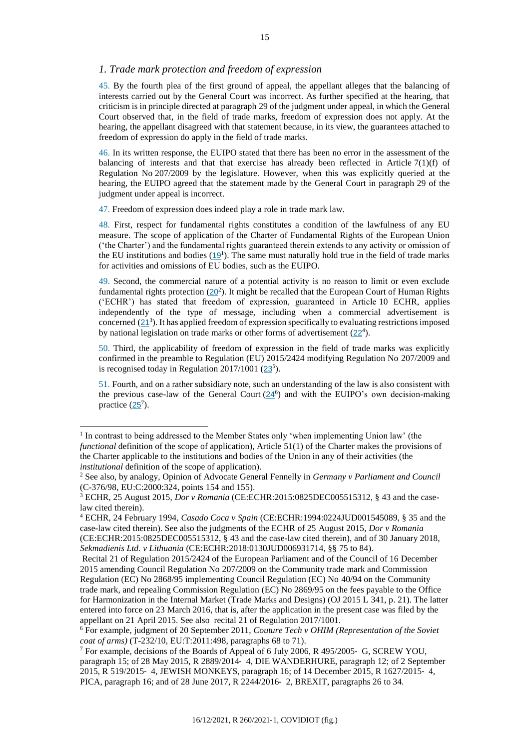## *1. Trade mark protection and freedom of expression*

45. By the fourth plea of the first ground of appeal, the appellant alleges that the balancing of interests carried out by the General Court was incorrect. As further specified at the hearing, that criticism is in principle directed at paragraph 29 of the judgment under appeal, in which the General Court observed that, in the field of trade marks, freedom of expression does not apply. At the hearing, the appellant disagreed with that statement because, in its view, the guarantees attached to freedom of expression do apply in the field of trade marks.

46. In its written response, the EUIPO stated that there has been no error in the assessment of the balancing of interests and that that exercise has already been reflected in Article 7(1)(f) of Regulation No 207/2009 by the legislature. However, when this was explicitly queried at the hearing, the EUIPO agreed that the statement made by the General Court in paragraph 29 of the judgment under appeal is incorrect.

47. Freedom of expression does indeed play a role in trade mark law.

48. First, respect for fundamental rights constitutes a condition of the lawfulness of any EU measure. The scope of application of the Charter of Fundamental Rights of the European Union ('the Charter') and the fundamental rights guaranteed therein extends to any activity or omission of the EU institutions and bodies (19[1]). The same must naturally hold true in the field of trade marks for activities and omissions of EU bodies, such as the EUIPO.

49. Second, the commercial nature of a potential activity is no reason to limit or even exclude fundamental rights protection (20[2]). It might be recalled that the European Court of Human Rights ('ECHR') has stated that freedom of expression, guaranteed in Article 10 ECHR, applies independently of the type of message, including when a commercial advertisement is concerned (21[3]). It has applied freedom of expression specifically to evaluating restrictions imposed by national legislation on trade marks or other forms of advertisement (22[4]).

50. Third, the applicability of freedom of expression in the field of trade marks was explicitly confirmed in the preamble to Regulation (EU) 2015/2424 modifying Regulation No 207/2009 and is recognised today in Regulation 2017/1001 (23[5]).

51. Fourth, and on a rather subsidiary note, such an understanding of the law is also consistent with the previous case-law of the General Court (24[6]) and with the EUIPO's own decision-making practice (25[7]).

---

[1] In contrast to being addressed to the Member States only 'when implementing Union law' (the *functional* definition of the scope of application), Article 51(1) of the Charter makes the provisions of the Charter applicable to the institutions and bodies of the Union in any of their activities (the *institutional* definition of the scope of application).

[2] See also, by analogy, Opinion of Advocate General Fennelly in *Germany v Parliament and Council* (C-376/98, EU:C:2000:324, points 154 and 155).

[3] ECHR, 25 August 2015, *Dor v Romania* (CE:ECHR:2015:0825DEC005515312, § 43 and the case-law cited therein).

[4] ECHR, 24 February 1994, *Casado Coca v Spain* (CE:ECHR:1994:0224JUD001545089, § 35 and the case-law cited therein). See also the judgments of the ECHR of 25 August 2015, *Dor v Romania* (CE:ECHR:2015:0825DEC005515312, § 43 and the case-law cited therein), and of 30 January 2018, *Sekmadienis Ltd. v Lithuania* (CE:ECHR:2018:0130JUD006931714, §§ 75 to 84).

[5] Recital 21 of Regulation 2015/2424 of the European Parliament and of the Council of 16 December 2015 amending Council Regulation No 207/2009 on the Community trade mark and Commission Regulation (EC) No 2868/95 implementing Council Regulation (EC) No 40/94 on the Community trade mark, and repealing Commission Regulation (EC) No 2869/95 on the fees payable to the Office for Harmonization in the Internal Market (Trade Marks and Designs) (OJ 2015 L 341, p. 21). The latter entered into force on 23 March 2016, that is, after the application in the present case was filed by the appellant on 21 April 2015. See also recital 21 of Regulation 2017/1001.

[6] For example, judgment of 20 September 2011, *Couture Tech v OHIM (Representation of the Soviet coat of arms)* (T-232/10, EU:T:2011:498, paragraphs 68 to 71).

[7] For example, decisions of the Boards of Appeal of 6 July 2006, R 495/2005- G, SCREW YOU, paragraph 15; of 28 May 2015, R 2889/2014- 4, DIE WANDERHURE, paragraph 12; of 2 September 2015, R 519/2015- 4, JEWISH MONKEYS, paragraph 16; of 14 December 2015, R 1627/2015- 4, PICA, paragraph 16; and of 28 June 2017, R 2244/2016- 2, BREXIT, paragraphs 26 to 34.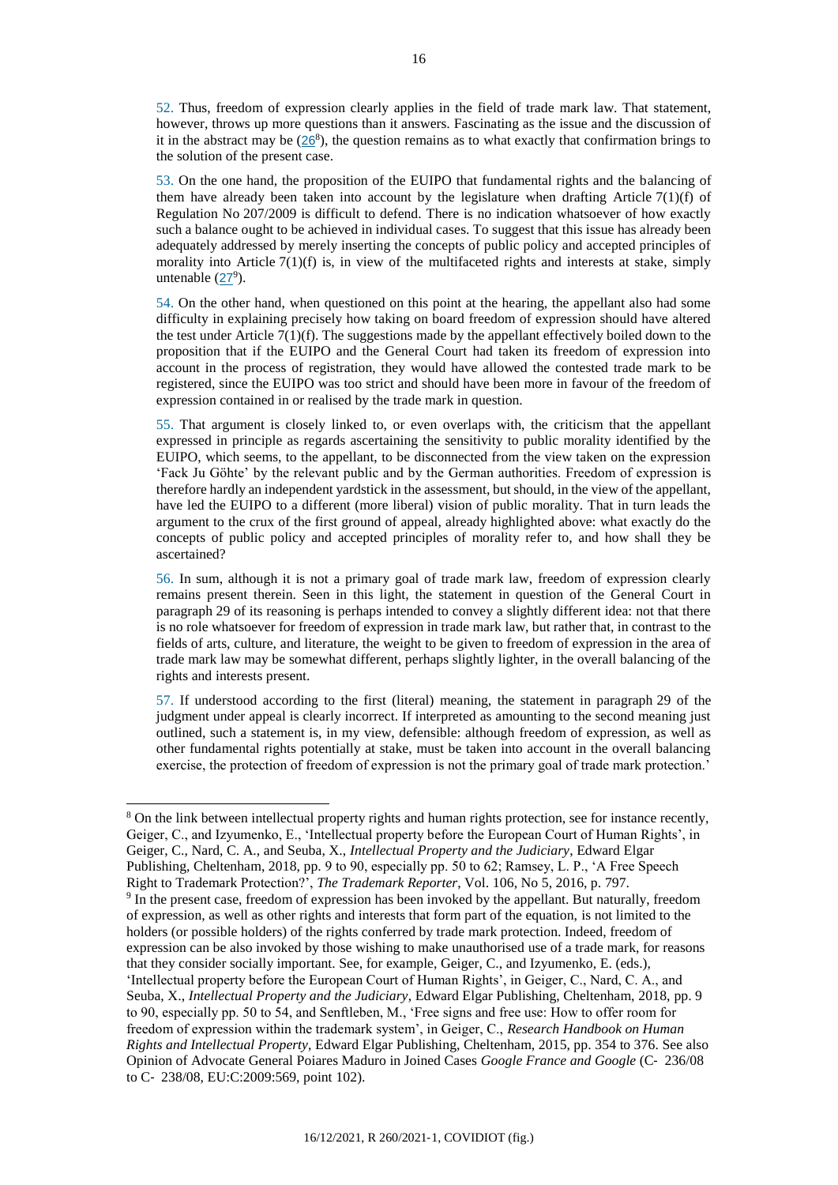52. Thus, freedom of expression clearly applies in the field of trade mark law. That statement, however, throws up more questions than it answers. Fascinating as the issue and the discussion of it in the abstract may be (26[8]), the question remains as to what exactly that confirmation brings to the solution of the present case.

53. On the one hand, the proposition of the EUIPO that fundamental rights and the balancing of them have already been taken into account by the legislature when drafting Article 7(1)(f) of Regulation No 207/2009 is difficult to defend. There is no indication whatsoever of how exactly such a balance ought to be achieved in individual cases. To suggest that this issue has already been adequately addressed by merely inserting the concepts of public policy and accepted principles of morality into Article 7(1)(f) is, in view of the multifaceted rights and interests at stake, simply untenable (27[9]).

54. On the other hand, when questioned on this point at the hearing, the appellant also had some difficulty in explaining precisely how taking on board freedom of expression should have altered the test under Article 7(1)(f). The suggestions made by the appellant effectively boiled down to the proposition that if the EUIPO and the General Court had taken its freedom of expression into account in the process of registration, they would have allowed the contested trade mark to be registered, since the EUIPO was too strict and should have been more in favour of the freedom of expression contained in or realised by the trade mark in question.

55. That argument is closely linked to, or even overlaps with, the criticism that the appellant expressed in principle as regards ascertaining the sensitivity to public morality identified by the EUIPO, which seems, to the appellant, to be disconnected from the view taken on the expression 'Fack Ju Göhte' by the relevant public and by the German authorities. Freedom of expression is therefore hardly an independent yardstick in the assessment, but should, in the view of the appellant, have led the EUIPO to a different (more liberal) vision of public morality. That in turn leads the argument to the crux of the first ground of appeal, already highlighted above: what exactly do the concepts of public policy and accepted principles of morality refer to, and how shall they be ascertained?

56. In sum, although it is not a primary goal of trade mark law, freedom of expression clearly remains present therein. Seen in this light, the statement in question of the General Court in paragraph 29 of its reasoning is perhaps intended to convey a slightly different idea: not that there is no role whatsoever for freedom of expression in trade mark law, but rather that, in contrast to the fields of arts, culture, and literature, the weight to be given to freedom of expression in the area of trade mark law may be somewhat different, perhaps slightly lighter, in the overall balancing of the rights and interests present.

57. If understood according to the first (literal) meaning, the statement in paragraph 29 of the judgment under appeal is clearly incorrect. If interpreted as amounting to the second meaning just outlined, such a statement is, in my view, defensible: although freedom of expression, as well as other fundamental rights potentially at stake, must be taken into account in the overall balancing exercise, the protection of freedom of expression is not the primary goal of trade mark protection.'

---

[8] On the link between intellectual property rights and human rights protection, see for instance recently, Geiger, C., and Izyumenko, E., 'Intellectual property before the European Court of Human Rights', in Geiger, C., Nard, C. A., and Seuba, X., *Intellectual Property and the Judiciary*, Edward Elgar Publishing, Cheltenham, 2018, pp. 9 to 90, especially pp. 50 to 62; Ramsey, L. P., 'A Free Speech Right to Trademark Protection?', *The Trademark Reporter*, Vol. 106, No 5, 2016, p. 797.

[9] In the present case, freedom of expression has been invoked by the appellant. But naturally, freedom of expression, as well as other rights and interests that form part of the equation, is not limited to the holders (or possible holders) of the rights conferred by trade mark protection. Indeed, freedom of expression can be also invoked by those wishing to make unauthorised use of a trade mark, for reasons that they consider socially important. See, for example, Geiger, C., and Izyumenko, E. (eds.), 'Intellectual property before the European Court of Human Rights', in Geiger, C., Nard, C. A., and Seuba, X., *Intellectual Property and the Judiciary*, Edward Elgar Publishing, Cheltenham, 2018, pp. 9 to 90, especially pp. 50 to 54, and Senftleben, M., 'Free signs and free use: How to offer room for freedom of expression within the trademark system', in Geiger, C., *Research Handbook on Human Rights and Intellectual Property*, Edward Elgar Publishing, Cheltenham, 2015, pp. 354 to 376. See also Opinion of Advocate General Poiares Maduro in Joined Cases *Google France and Google* (C‑236/08 to C‑238/08, EU:C:2009:569, point 102).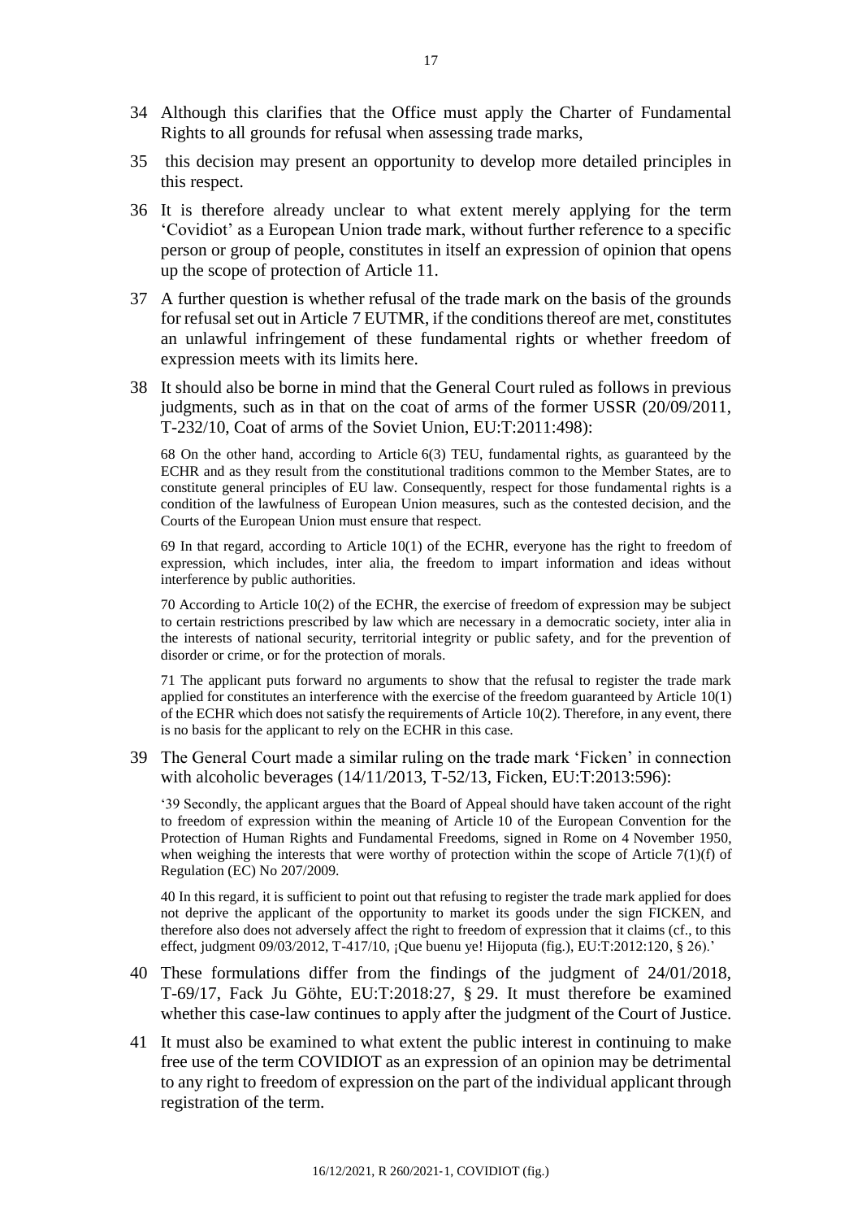34 Although this clarifies that the Office must apply the Charter of Fundamental Rights to all grounds for refusal when assessing trade marks,

35 this decision may present an opportunity to develop more detailed principles in this respect.

36 It is therefore already unclear to what extent merely applying for the term 'Covidiot' as a European Union trade mark, without further reference to a specific person or group of people, constitutes in itself an expression of opinion that opens up the scope of protection of Article 11.

37 A further question is whether refusal of the trade mark on the basis of the grounds for refusal set out in Article 7 EUTMR, if the conditions thereof are met, constitutes an unlawful infringement of these fundamental rights or whether freedom of expression meets with its limits here.

38 It should also be borne in mind that the General Court ruled as follows in previous judgments, such as in that on the coat of arms of the former USSR (20/09/2011, T-232/10, Coat of arms of the Soviet Union, EU:T:2011:498):

> 68 On the other hand, according to Article 6(3) TEU, fundamental rights, as guaranteed by the ECHR and as they result from the constitutional traditions common to the Member States, are to constitute general principles of EU law. Consequently, respect for those fundamental rights is a condition of the lawfulness of European Union measures, such as the contested decision, and the Courts of the European Union must ensure that respect.
>
> 69 In that regard, according to Article 10(1) of the ECHR, everyone has the right to freedom of expression, which includes, inter alia, the freedom to impart information and ideas without interference by public authorities.
>
> 70 According to Article 10(2) of the ECHR, the exercise of freedom of expression may be subject to certain restrictions prescribed by law which are necessary in a democratic society, inter alia in the interests of national security, territorial integrity or public safety, and for the prevention of disorder or crime, or for the protection of morals.
>
> 71 The applicant puts forward no arguments to show that the refusal to register the trade mark applied for constitutes an interference with the exercise of the freedom guaranteed by Article 10(1) of the ECHR which does not satisfy the requirements of Article 10(2). Therefore, in any event, there is no basis for the applicant to rely on the ECHR in this case.

39 The General Court made a similar ruling on the trade mark 'Ficken' in connection with alcoholic beverages (14/11/2013, T-52/13, Ficken, EU:T:2013:596):

> '39 Secondly, the applicant argues that the Board of Appeal should have taken account of the right to freedom of expression within the meaning of Article 10 of the European Convention for the Protection of Human Rights and Fundamental Freedoms, signed in Rome on 4 November 1950, when weighing the interests that were worthy of protection within the scope of Article 7(1)(f) of Regulation (EC) No 207/2009.
>
> 40 In this regard, it is sufficient to point out that refusing to register the trade mark applied for does not deprive the applicant of the opportunity to market its goods under the sign FICKEN, and therefore also does not adversely affect the right to freedom of expression that it claims (cf., to this effect, judgment 09/03/2012, T-417/10, ¡Que buenu ye! Hijoputa (fig.), EU:T:2012:120, § 26).'

40 These formulations differ from the findings of the judgment of 24/01/2018, T-69/17, Fack Ju Göhte, EU:T:2018:27, § 29. It must therefore be examined whether this case-law continues to apply after the judgment of the Court of Justice.

41 It must also be examined to what extent the public interest in continuing to make free use of the term COVIDIOT as an expression of an opinion may be detrimental to any right to freedom of expression on the part of the individual applicant through registration of the term.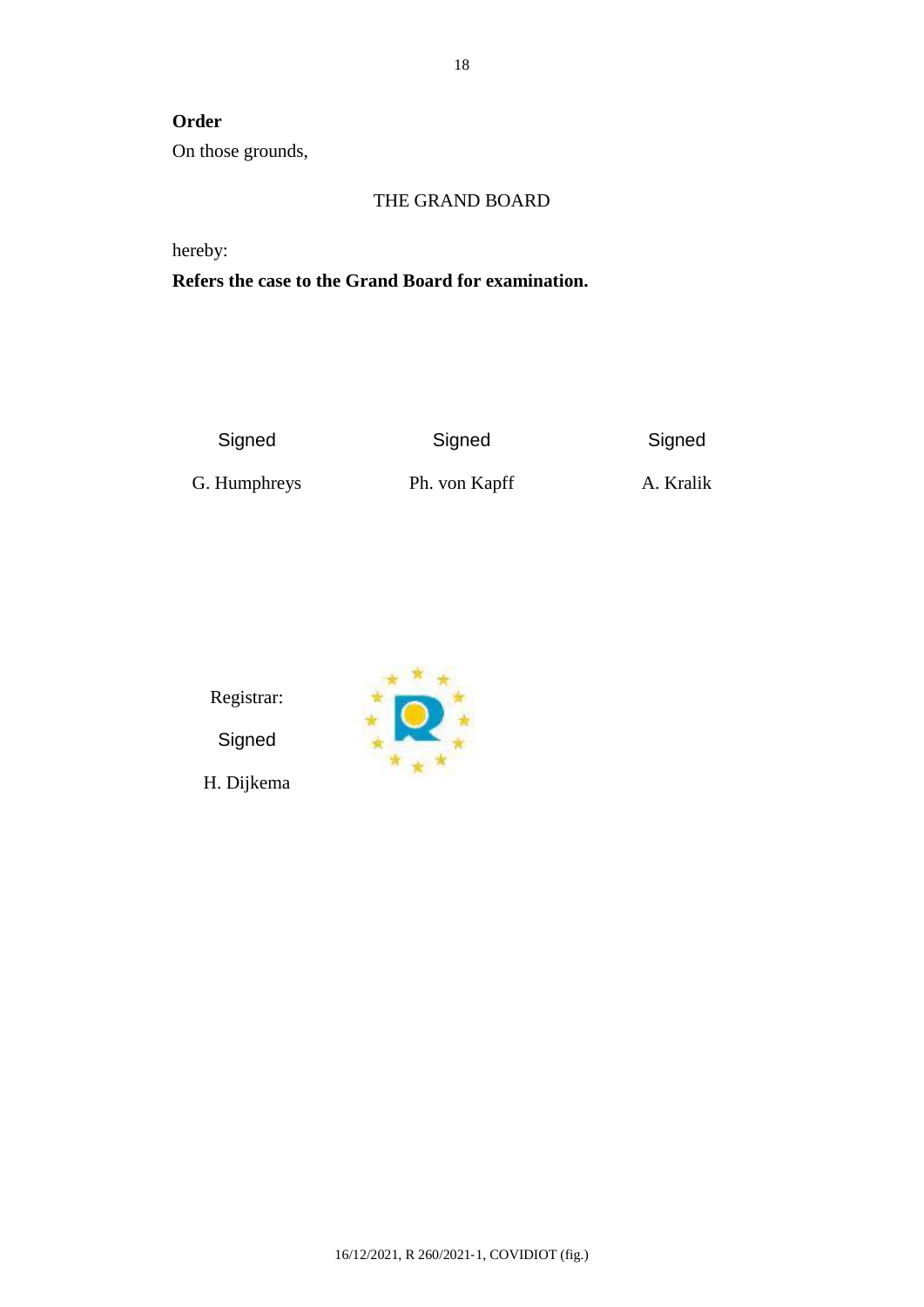**Order**

On those grounds,

THE GRAND BOARD

hereby:

**Refers the case to the Grand Board for examination.**

| | | |
|---|---|---|
| Signed | Signed | Signed |
| G. Humphreys | Ph. von Kapff | A. Kralik |

Registrar:

Signed

H. Dijkema

16/12/2021, R 260/2021-1, COVIDIOT (fig.)